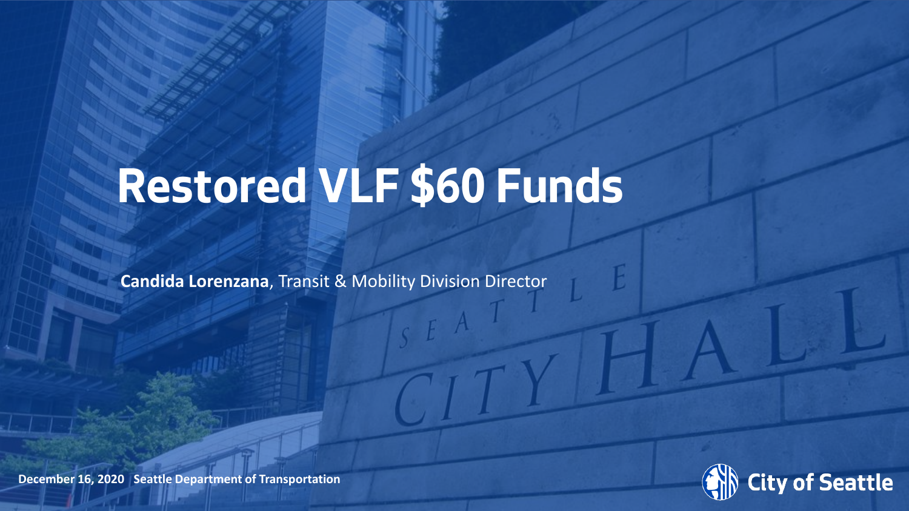# Restored VLF $60 Funds

**Candida Lorenzana**, Transit & Mobility Division Director

**December 16, 2020 | Seattle Department of Transportation**

**City of Seattle**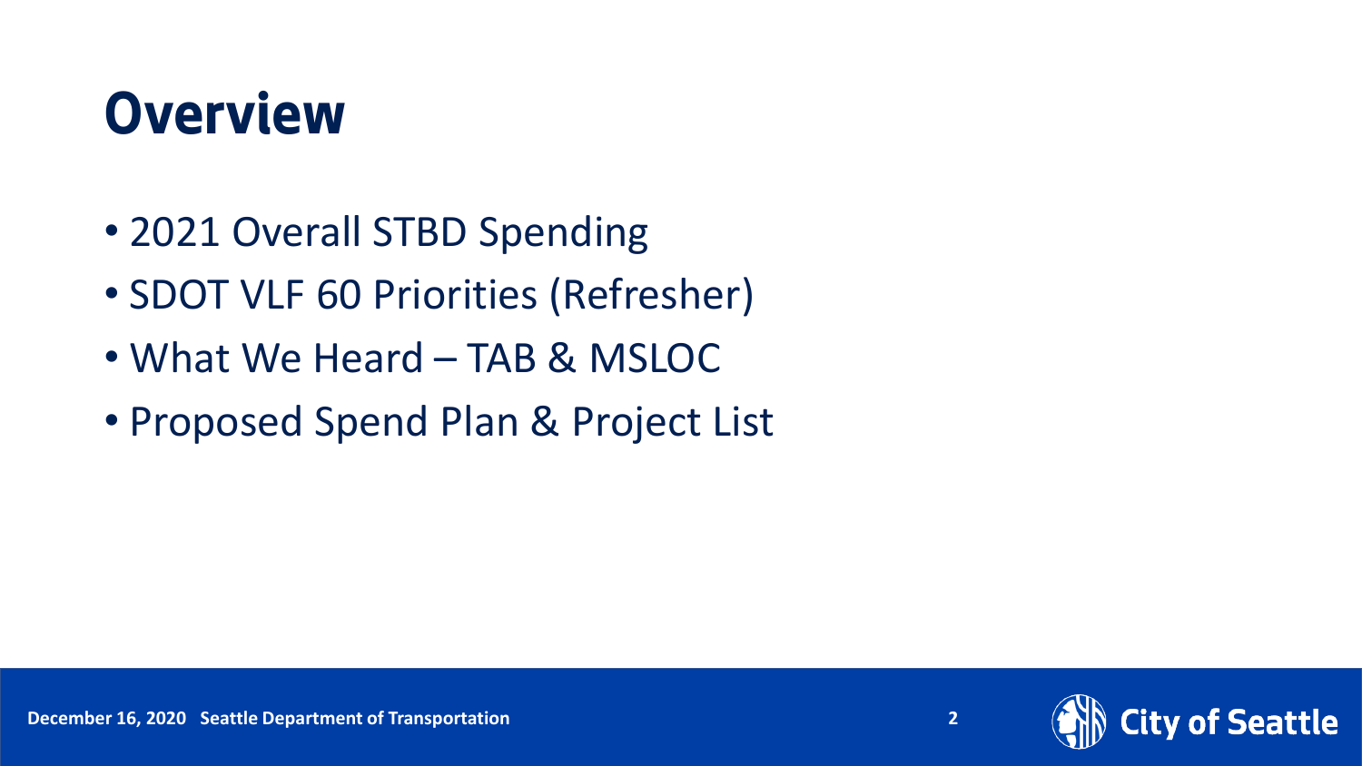# Overview

- 2021 Overall STBD Spending
- SDOT VLF 60 Priorities (Refresher)
- What We Heard – TAB & MSLOC
- Proposed Spend Plan & Project List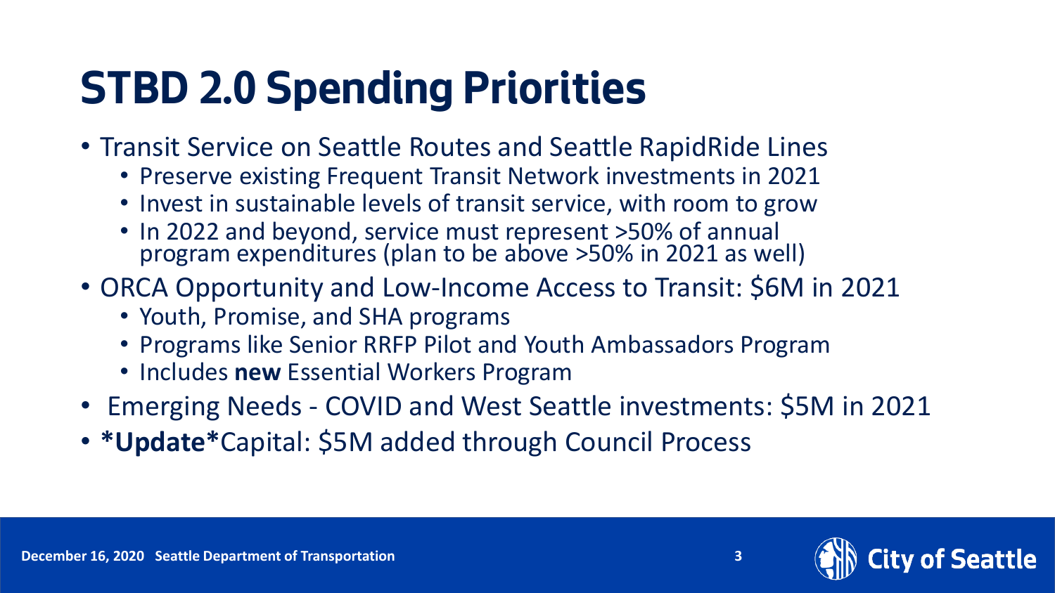# STBD 2.0 Spending Priorities

- Transit Service on Seattle Routes and Seattle RapidRide Lines
  - Preserve existing Frequent Transit Network investments in 2021
  - Invest in sustainable levels of transit service, with room to grow
  - In 2022 and beyond, service must represent >50% of annual program expenditures (plan to be above >50% in 2021 as well)
- ORCA Opportunity and Low-Income Access to Transit: $6M in 2021
  - Youth, Promise, and SHA programs
  - Programs like Senior RRFP Pilot and Youth Ambassadors Program
  - Includes **new** Essential Workers Program
- Emerging Needs - COVID and West Seattle investments: $5M in 2021
- ***Update***Capital: $5M added through Council Process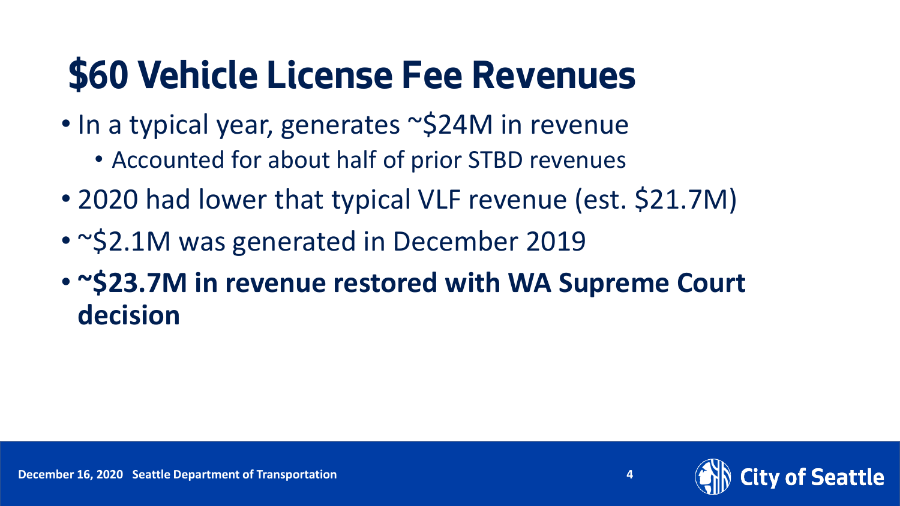# $60 Vehicle License Fee Revenues

- In a typical year, generates ~$24M in revenue
  - Accounted for about half of prior STBD revenues
- 2020 had lower that typical VLF revenue (est. $21.7M)
- ~$2.1M was generated in December 2019
- **~$23.7M in revenue restored with WA Supreme Court decision**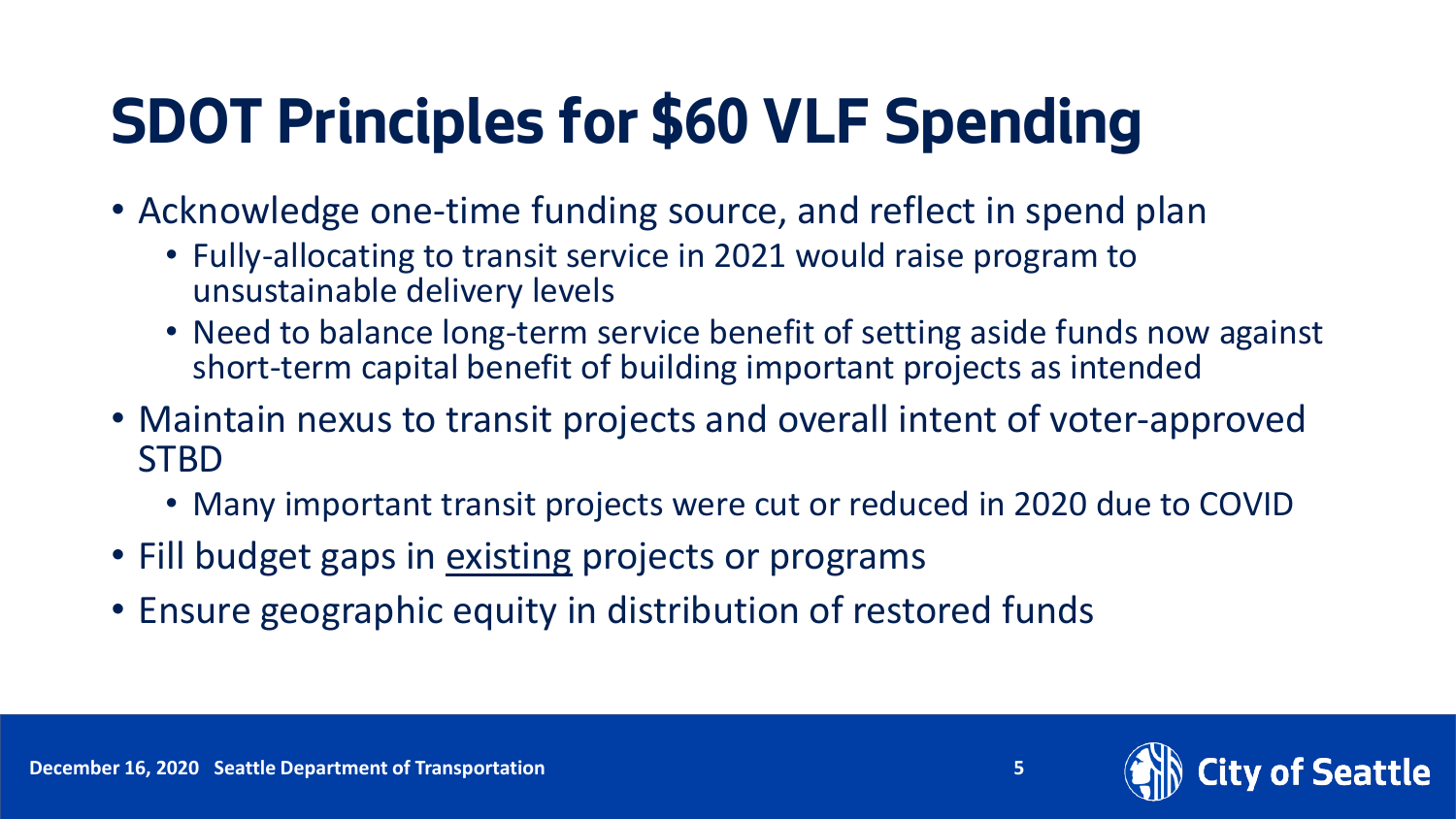# SDOT Principles for $60 VLF Spending

- Acknowledge one-time funding source, and reflect in spend plan
  - Fully-allocating to transit service in 2021 would raise program to unsustainable delivery levels
  - Need to balance long-term service benefit of setting aside funds now against short-term capital benefit of building important projects as intended
- Maintain nexus to transit projects and overall intent of voter-approved STBD
  - Many important transit projects were cut or reduced in 2020 due to COVID
- Fill budget gaps in <u>existing</u> projects or programs
- Ensure geographic equity in distribution of restored funds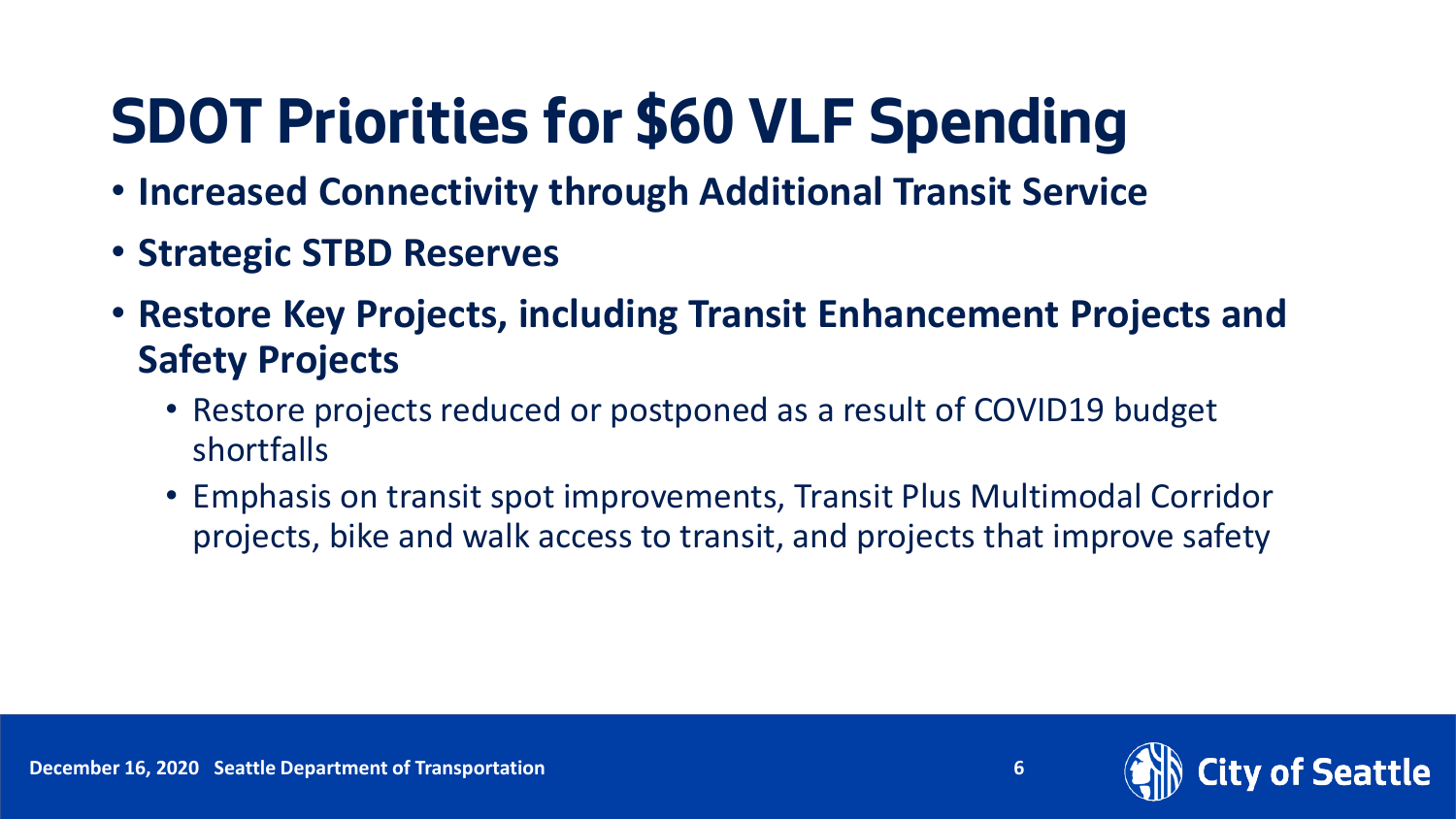# SDOT Priorities for $60 VLF Spending

- **Increased Connectivity through Additional Transit Service**
- **Strategic STBD Reserves**
- **Restore Key Projects, including Transit Enhancement Projects and Safety Projects**
  - Restore projects reduced or postponed as a result of COVID19 budget shortfalls
  - Emphasis on transit spot improvements, Transit Plus Multimodal Corridor projects, bike and walk access to transit, and projects that improve safety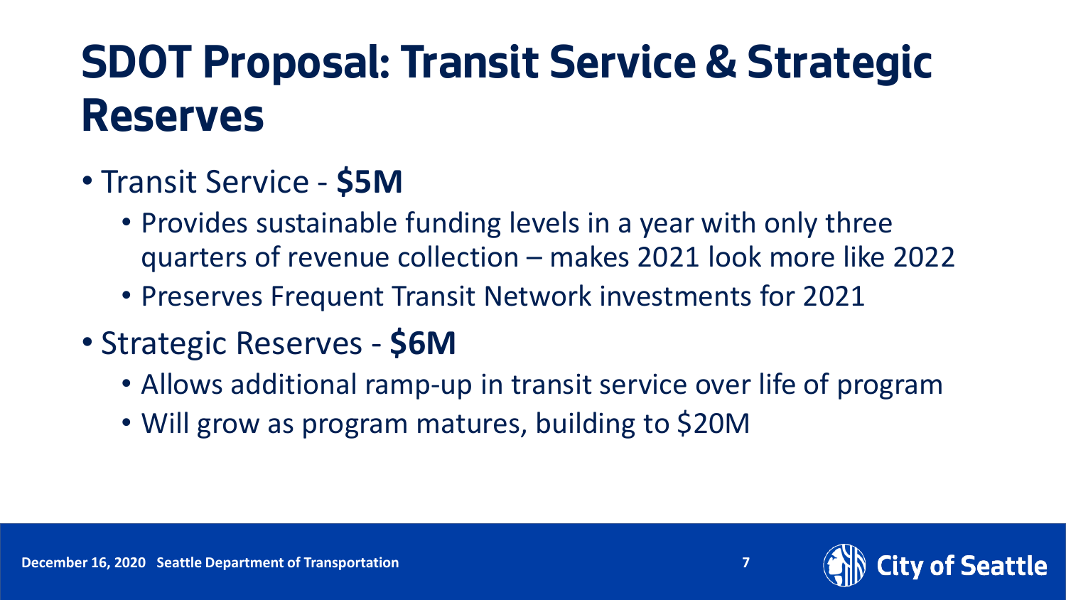# SDOT Proposal: Transit Service & Strategic Reserves

- Transit Service - **$5M**
  - Provides sustainable funding levels in a year with only three quarters of revenue collection – makes 2021 look more like 2022
  - Preserves Frequent Transit Network investments for 2021
- Strategic Reserves - **$6M**
  - Allows additional ramp-up in transit service over life of program
  - Will grow as program matures, building to $20M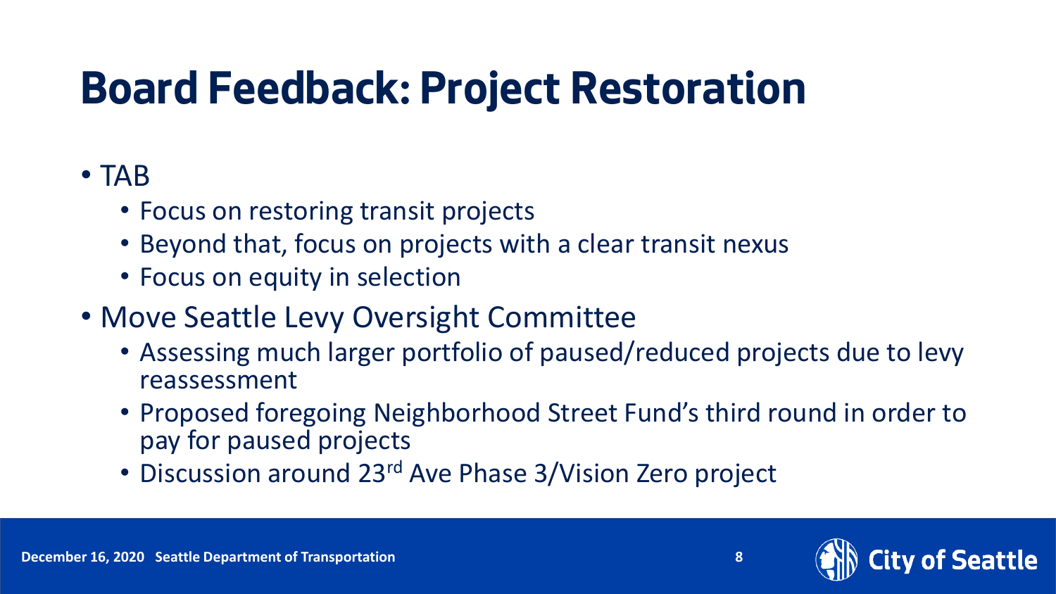# Board Feedback: Project Restoration

- TAB
  - Focus on restoring transit projects
  - Beyond that, focus on projects with a clear transit nexus
  - Focus on equity in selection
- Move Seattle Levy Oversight Committee
  - Assessing much larger portfolio of paused/reduced projects due to levy reassessment
  - Proposed foregoing Neighborhood Street Fund's third round in order to pay for paused projects
  - Discussion around 23rd Ave Phase 3/Vision Zero project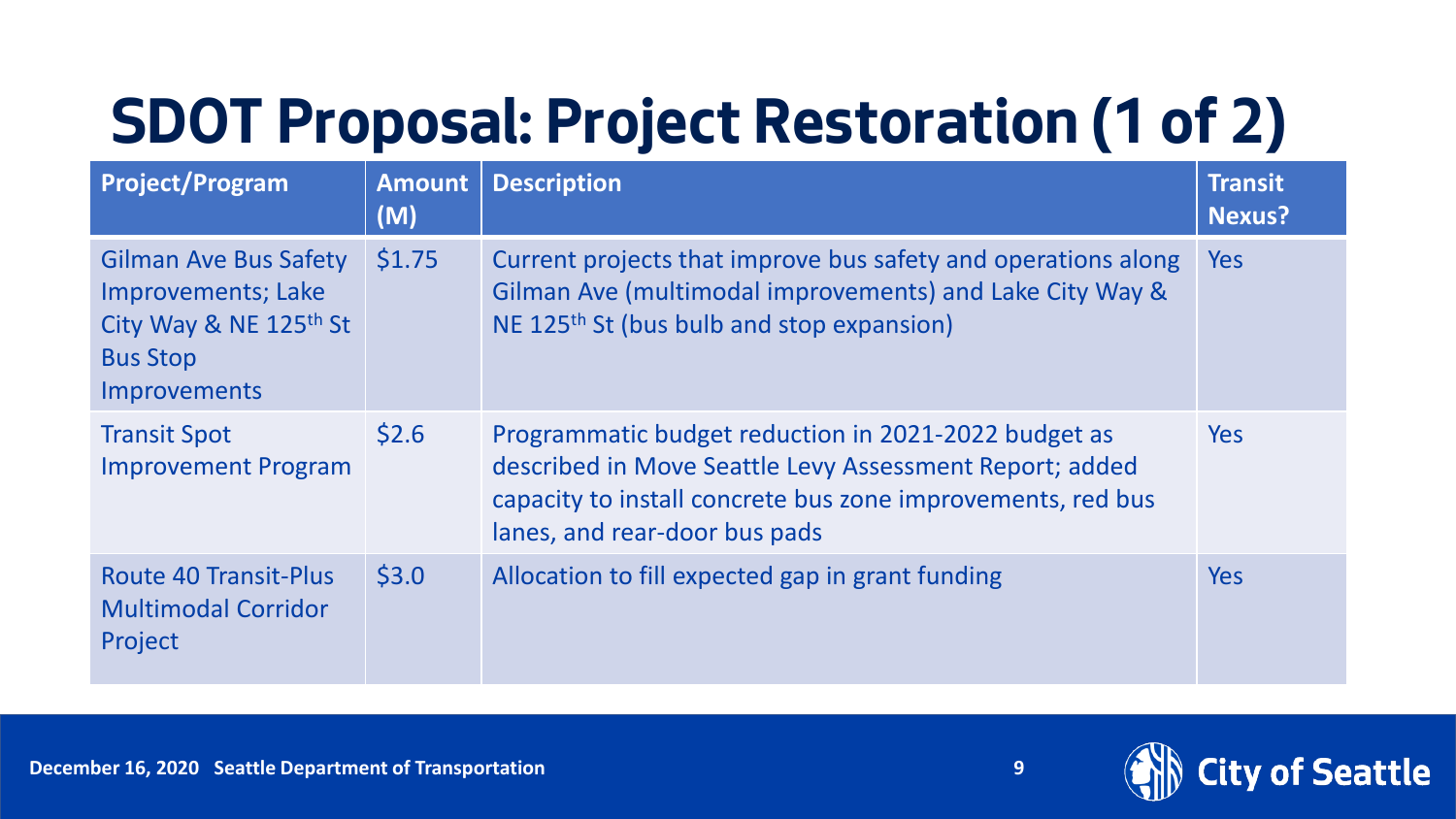# SDOT Proposal: Project Restoration (1 of 2)

| Project/Program | Amount (M) | Description | Transit Nexus? |
|---|---|---|---|
| Gilman Ave Bus Safety Improvements; Lake City Way & NE 125th St Bus Stop Improvements | $1.75 | Current projects that improve bus safety and operations along Gilman Ave (multimodal improvements) and Lake City Way & NE 125th St (bus bulb and stop expansion) | Yes |
| Transit Spot Improvement Program | $2.6 | Programmatic budget reduction in 2021-2022 budget as described in Move Seattle Levy Assessment Report; added capacity to install concrete bus zone improvements, red bus lanes, and rear-door bus pads | Yes |
| Route 40 Transit-Plus Multimodal Corridor Project | $3.0 | Allocation to fill expected gap in grant funding | Yes |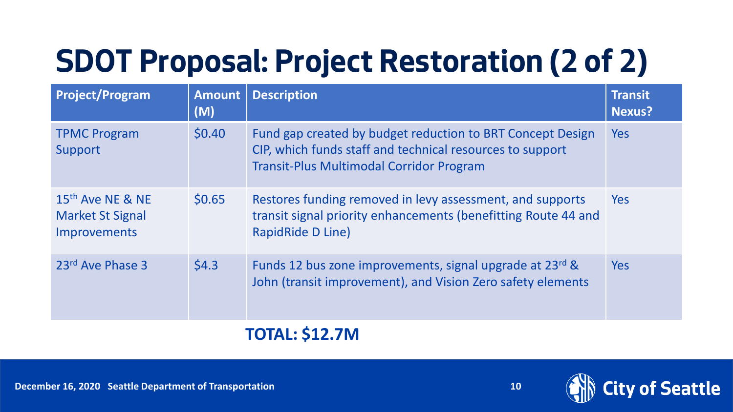# SDOT Proposal: Project Restoration (2 of 2)

| Project/Program | Amount (M) | Description | Transit Nexus? |
|---|---|---|---|
| TPMC Program Support | \$0.40 | Fund gap created by budget reduction to BRT Concept Design CIP, which funds staff and technical resources to support Transit-Plus Multimodal Corridor Program | Yes |
| 15th Ave NE & NE Market St Signal Improvements | \$0.65 | Restores funding removed in levy assessment, and supports transit signal priority enhancements (benefitting Route 44 and RapidRide D Line) | Yes |
| 23rd Ave Phase 3 | \$4.3 | Funds 12 bus zone improvements, signal upgrade at 23rd & John (transit improvement), and Vision Zero safety elements | Yes |

**TOTAL: \$12.7M**

**December 16, 2020 Seattle Department of Transportation**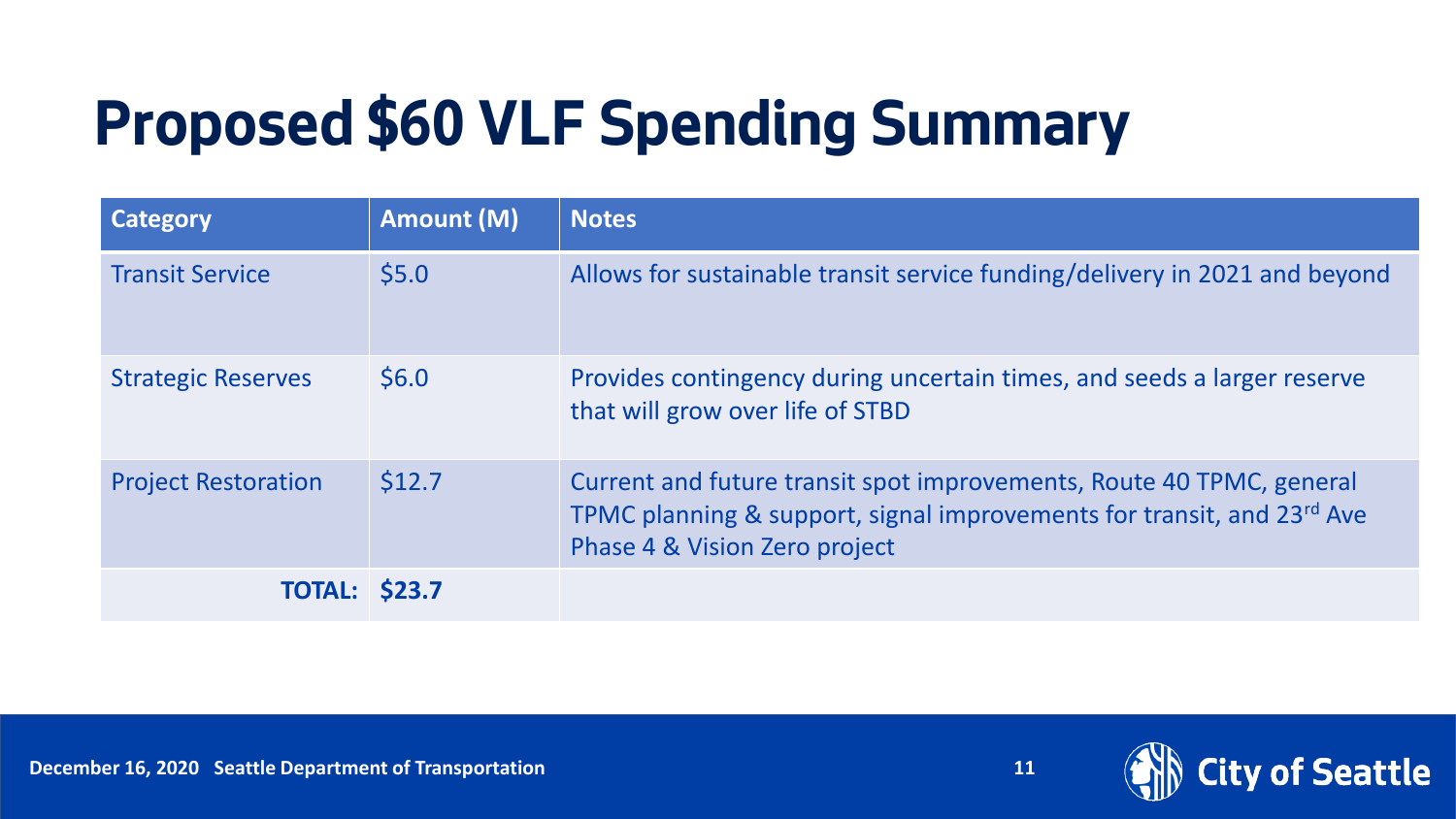# Proposed $60 VLF Spending Summary

| Category | Amount (M) | Notes |
|---|---|---|
| Transit Service | $5.0 | Allows for sustainable transit service funding/delivery in 2021 and beyond |
| Strategic Reserves | $6.0 | Provides contingency during uncertain times, and seeds a larger reserve that will grow over life of STBD |
| Project Restoration | $12.7 | Current and future transit spot improvements, Route 40 TPMC, general TPMC planning & support, signal improvements for transit, and 23rd Ave Phase 4 & Vision Zero project |
| **TOTAL:** | **$23.7** | |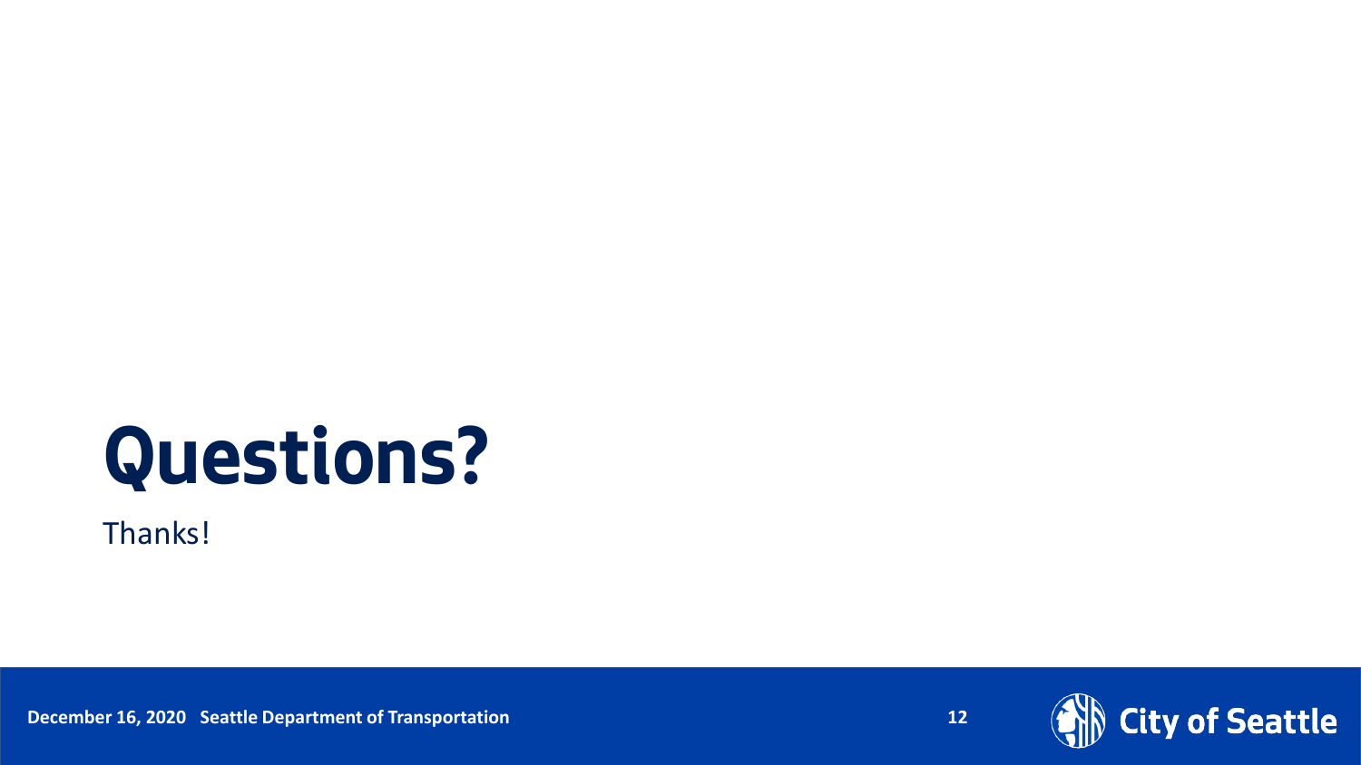# Questions?

Thanks!